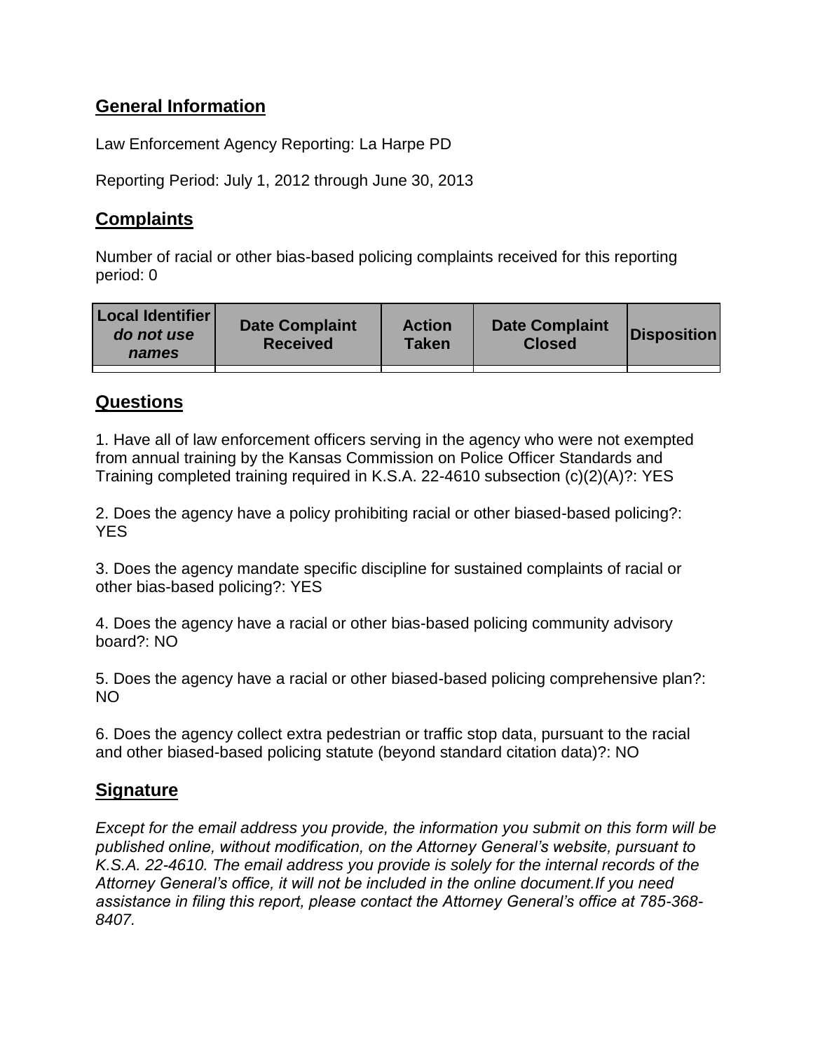## General Information

Law Enforcement Agency Reporting: La Harpe PD

Reporting Period: July 1, 2012 through June 30, 2013

## Complaints

Number of racial or other bias-based policing complaints received for this reporting period: 0

| Local Identifier *do not use names* | Date Complaint Received | Action Taken | Date Complaint Closed | Disposition |
|---|---|---|---|---|
| | | | | |

## Questions

1. Have all of law enforcement officers serving in the agency who were not exempted from annual training by the Kansas Commission on Police Officer Standards and Training completed training required in K.S.A. 22-4610 subsection (c)(2)(A)?: YES

2. Does the agency have a policy prohibiting racial or other biased-based policing?: YES

3. Does the agency mandate specific discipline for sustained complaints of racial or other bias-based policing?: YES

4. Does the agency have a racial or other bias-based policing community advisory board?: NO

5. Does the agency have a racial or other biased-based policing comprehensive plan?: NO

6. Does the agency collect extra pedestrian or traffic stop data, pursuant to the racial and other biased-based policing statute (beyond standard citation data)?: NO

## Signature

*Except for the email address you provide, the information you submit on this form will be published online, without modification, on the Attorney General's website, pursuant to K.S.A. 22-4610. The email address you provide is solely for the internal records of the Attorney General's office, it will not be included in the online document.If you need assistance in filing this report, please contact the Attorney General's office at 785-368-8407.*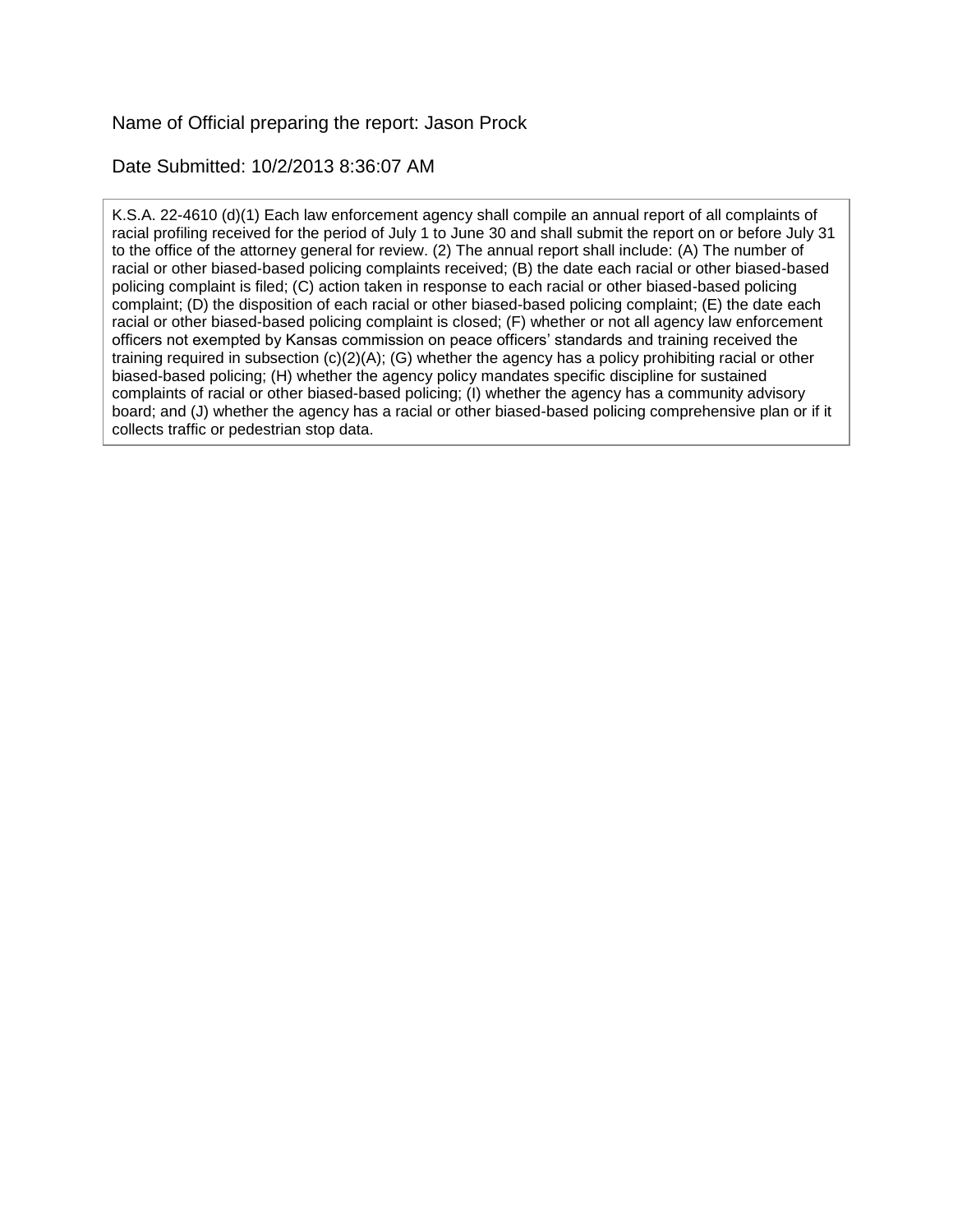Name of Official preparing the report: Jason Prock

Date Submitted: 10/2/2013 8:36:07 AM

K.S.A. 22-4610 (d)(1) Each law enforcement agency shall compile an annual report of all complaints of racial profiling received for the period of July 1 to June 30 and shall submit the report on or before July 31 to the office of the attorney general for review. (2) The annual report shall include: (A) The number of racial or other biased-based policing complaints received; (B) the date each racial or other biased-based policing complaint is filed; (C) action taken in response to each racial or other biased-based policing complaint; (D) the disposition of each racial or other biased-based policing complaint; (E) the date each racial or other biased-based policing complaint is closed; (F) whether or not all agency law enforcement officers not exempted by Kansas commission on peace officers' standards and training received the training required in subsection (c)(2)(A); (G) whether the agency has a policy prohibiting racial or other biased-based policing; (H) whether the agency policy mandates specific discipline for sustained complaints of racial or other biased-based policing; (I) whether the agency has a community advisory board; and (J) whether the agency has a racial or other biased-based policing comprehensive plan or if it collects traffic or pedestrian stop data.